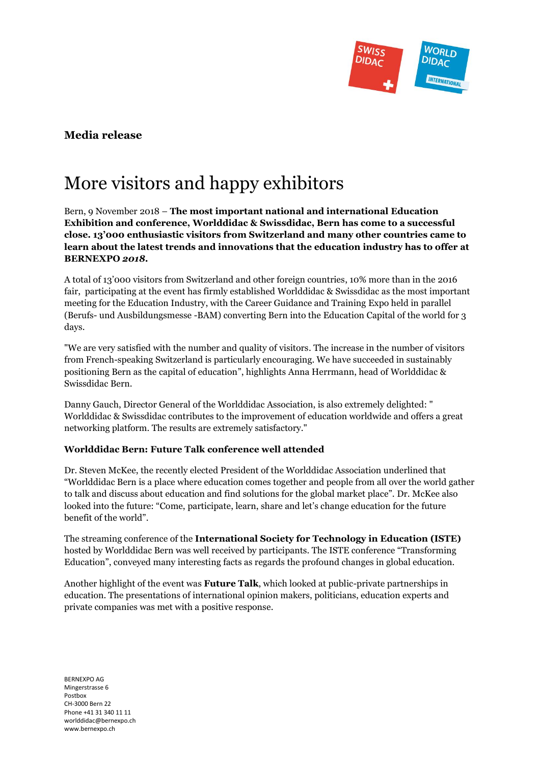**Media release**

# More visitors and happy exhibitors

Bern, 9 November 2018 – **The most important national and international Education Exhibition and conference, Worlddidac & Swissdidac, Bern has come to a successful close. 13'000 enthusiastic visitors from Switzerland and many other countries came to learn about the latest trends and innovations that the education industry has to offer at BERNEXPO *2018*.**

A total of 13'000 visitors from Switzerland and other foreign countries, 10% more than in the 2016 fair, participating at the event has firmly established Worlddidac & Swissdidac as the most important meeting for the Education Industry, with the Career Guidance and Training Expo held in parallel (Berufs- und Ausbildungsmesse -BAM) converting Bern into the Education Capital of the world for 3 days.

"We are very satisfied with the number and quality of visitors. The increase in the number of visitors from French-speaking Switzerland is particularly encouraging. We have succeeded in sustainably positioning Bern as the capital of education", highlights Anna Herrmann, head of Worlddidac & Swissdidac Bern.

Danny Gauch, Director General of the Worlddidac Association, is also extremely delighted: " Worlddidac & Swissdidac contributes to the improvement of education worldwide and offers a great networking platform. The results are extremely satisfactory."

**Worlddidac Bern: Future Talk conference well attended**

Dr. Steven McKee, the recently elected President of the Worlddidac Association underlined that "Worlddidac Bern is a place where education comes together and people from all over the world gather to talk and discuss about education and find solutions for the global market place". Dr. McKee also looked into the future: "Come, participate, learn, share and let's change education for the future benefit of the world".

The streaming conference of the **International Society for Technology in Education (ISTE)** hosted by Worlddidac Bern was well received by participants. The ISTE conference "Transforming Education", conveyed many interesting facts as regards the profound changes in global education.

Another highlight of the event was **Future Talk**, which looked at public-private partnerships in education. The presentations of international opinion makers, politicians, education experts and private companies was met with a positive response.

BERNEXPO AG
Mingerstrasse 6
Postbox
CH-3000 Bern 22
Phone +41 31 340 11 11
worlddidac@bernexpo.ch
www.bernexpo.ch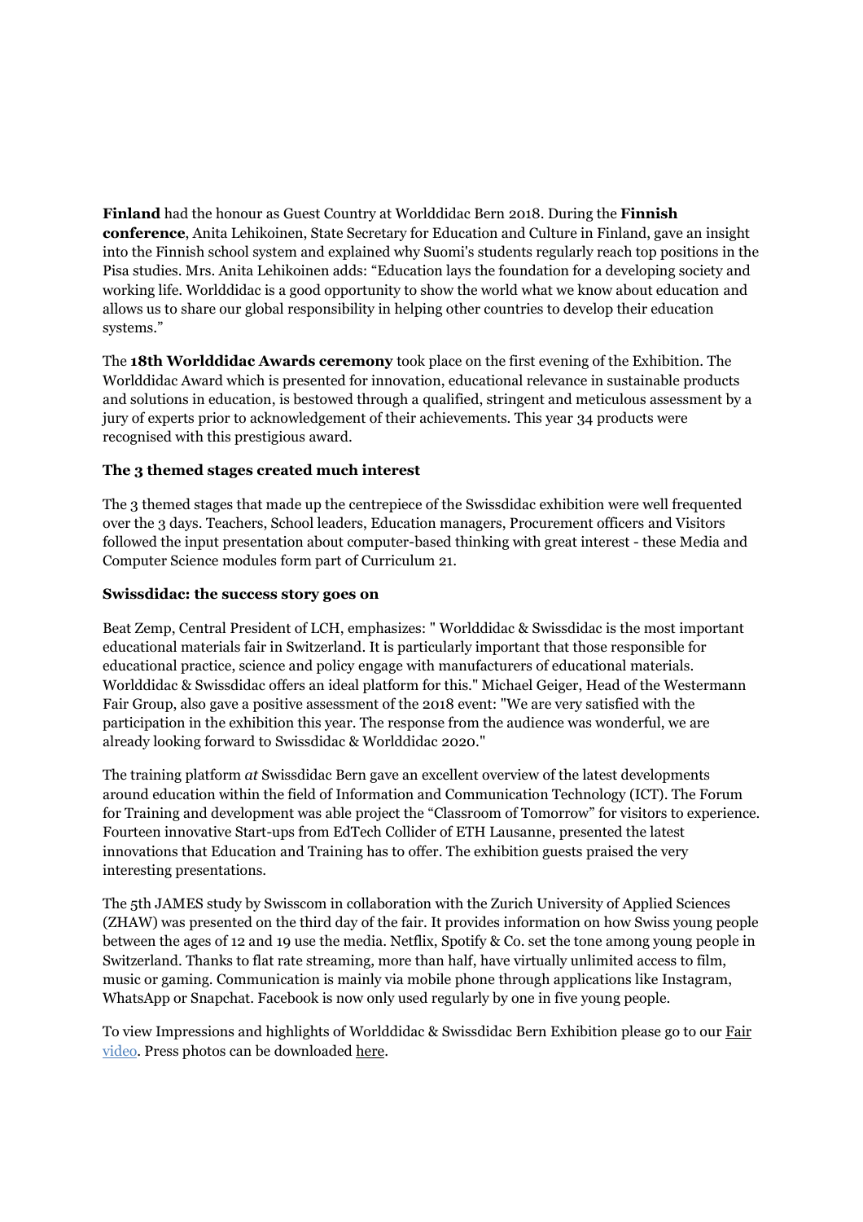**Finland** had the honour as Guest Country at Worlddidac Bern 2018. During the **Finnish conference**, Anita Lehikoinen, State Secretary for Education and Culture in Finland, gave an insight into the Finnish school system and explained why Suomi's students regularly reach top positions in the Pisa studies. Mrs. Anita Lehikoinen adds: "Education lays the foundation for a developing society and working life. Worlddidac is a good opportunity to show the world what we know about education and allows us to share our global responsibility in helping other countries to develop their education systems."

The **18th Worlddidac Awards ceremony** took place on the first evening of the Exhibition. The Worlddidac Award which is presented for innovation, educational relevance in sustainable products and solutions in education, is bestowed through a qualified, stringent and meticulous assessment by a jury of experts prior to acknowledgement of their achievements. This year 34 products were recognised with this prestigious award.

**The 3 themed stages created much interest**

The 3 themed stages that made up the centrepiece of the Swissdidac exhibition were well frequented over the 3 days. Teachers, School leaders, Education managers, Procurement officers and Visitors followed the input presentation about computer-based thinking with great interest - these Media and Computer Science modules form part of Curriculum 21.

**Swissdidac: the success story goes on**

Beat Zemp, Central President of LCH, emphasizes: " Worlddidac & Swissdidac is the most important educational materials fair in Switzerland. It is particularly important that those responsible for educational practice, science and policy engage with manufacturers of educational materials. Worlddidac & Swissdidac offers an ideal platform for this." Michael Geiger, Head of the Westermann Fair Group, also gave a positive assessment of the 2018 event: "We are very satisfied with the participation in the exhibition this year. The response from the audience was wonderful, we are already looking forward to Swissdidac & Worlddidac 2020."

The training platform *at* Swissdidac Bern gave an excellent overview of the latest developments around education within the field of Information and Communication Technology (ICT). The Forum for Training and development was able project the "Classroom of Tomorrow" for visitors to experience. Fourteen innovative Start-ups from EdTech Collider of ETH Lausanne, presented the latest innovations that Education and Training has to offer. The exhibition guests praised the very interesting presentations.

The 5th JAMES study by Swisscom in collaboration with the Zurich University of Applied Sciences (ZHAW) was presented on the third day of the fair. It provides information on how Swiss young people between the ages of 12 and 19 use the media. Netflix, Spotify & Co. set the tone among young people in Switzerland. Thanks to flat rate streaming, more than half, have virtually unlimited access to film, music or gaming. Communication is mainly via mobile phone through applications like Instagram, WhatsApp or Snapchat. Facebook is now only used regularly by one in five young people.

To view Impressions and highlights of Worlddidac & Swissdidac Bern Exhibition please go to our Fair video. Press photos can be downloaded here.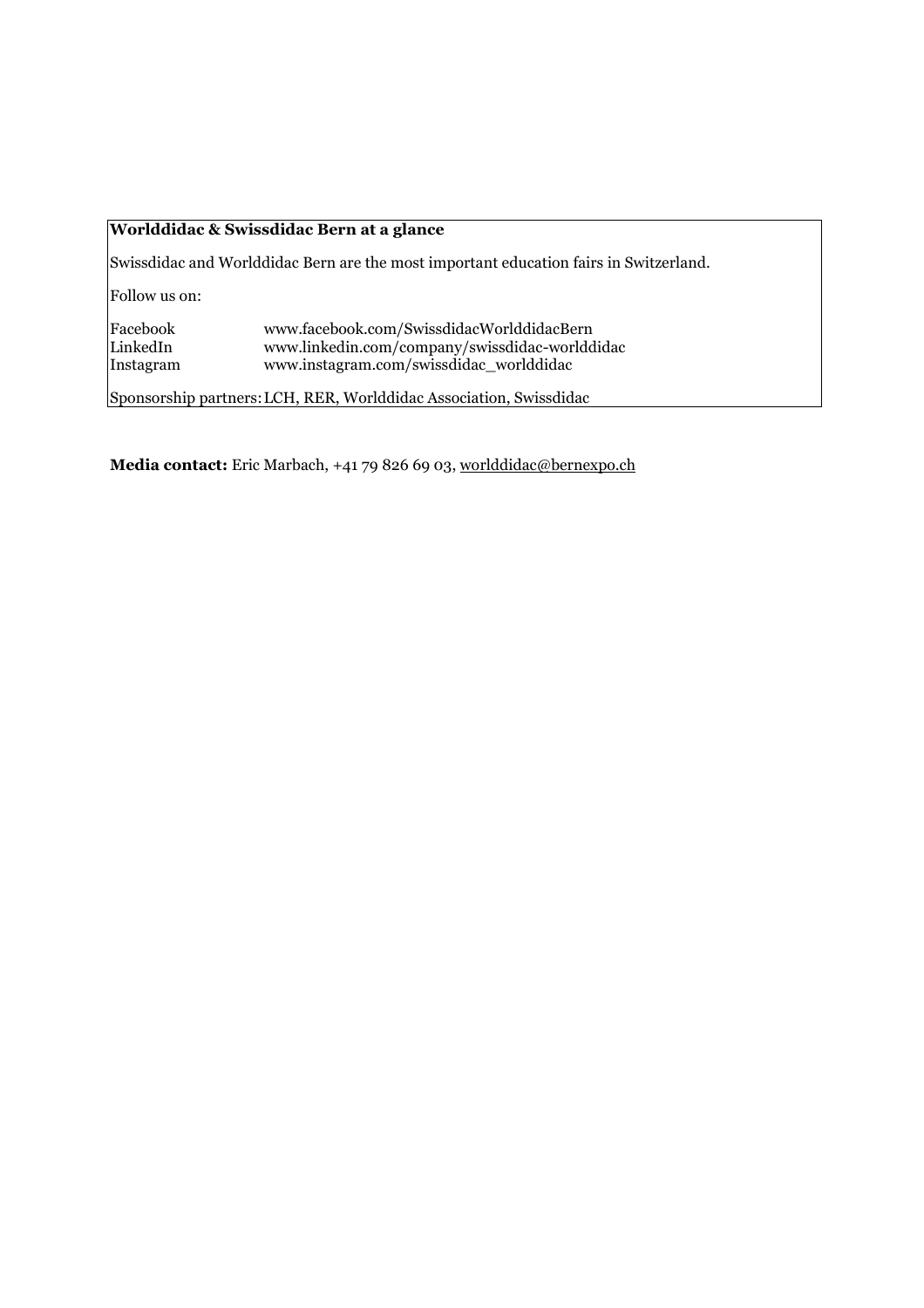**Worlddidac & Swissdidac Bern at a glance**

Swissdidac and Worlddidac Bern are the most important education fairs in Switzerland.

Follow us on:

| | |
|---|---|
| Facebook | www.facebook.com/SwissdidacWorlddidacBern |
| LinkedIn | www.linkedin.com/company/swissdidac-worlddidac |
| Instagram | www.instagram.com/swissdidac_worlddidac |

Sponsorship partners: LCH, RER, Worlddidac Association, Swissdidac

**Media contact:** Eric Marbach, +41 79 826 69 03, worlddidac@bernexpo.ch